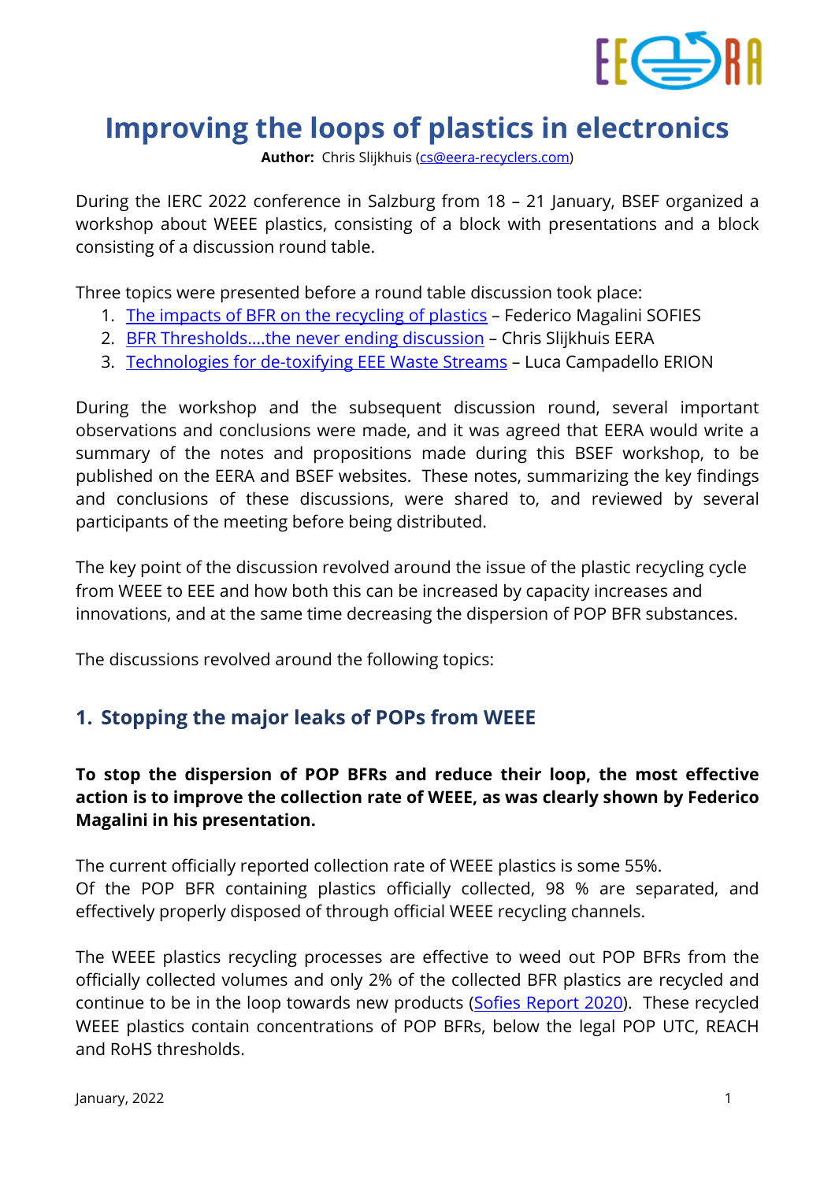# Improving the loops of plastics in electronics

**Author:** Chris Slijkhuis (cs@eera-recyclers.com)

During the IERC 2022 conference in Salzburg from 18 – 21 January, BSEF organized a workshop about WEEE plastics, consisting of a block with presentations and a block consisting of a discussion round table.

Three topics were presented before a round table discussion took place:

1. [The impacts of BFR on the recycling of plastics](#) – Federico Magalini SOFIES
2. [BFR Thresholds….the never ending discussion](#) – Chris Slijkhuis EERA
3. [Technologies for de-toxifying EEE Waste Streams](#) – Luca Campadello ERION

During the workshop and the subsequent discussion round, several important observations and conclusions were made, and it was agreed that EERA would write a summary of the notes and propositions made during this BSEF workshop, to be published on the EERA and BSEF websites. These notes, summarizing the key findings and conclusions of these discussions, were shared to, and reviewed by several participants of the meeting before being distributed.

The key point of the discussion revolved around the issue of the plastic recycling cycle from WEEE to EEE and how both this can be increased by capacity increases and innovations, and at the same time decreasing the dispersion of POP BFR substances.

The discussions revolved around the following topics:

## 1. Stopping the major leaks of POPs from WEEE

**To stop the dispersion of POP BFRs and reduce their loop, the most effective action is to improve the collection rate of WEEE, as was clearly shown by Federico Magalini in his presentation.**

The current officially reported collection rate of WEEE plastics is some 55%.
Of the POP BFR containing plastics officially collected, 98 % are separated, and effectively properly disposed of through official WEEE recycling channels.

The WEEE plastics recycling processes are effective to weed out POP BFRs from the officially collected volumes and only 2% of the collected BFR plastics are recycled and continue to be in the loop towards new products ([Sofies Report 2020](#)). These recycled WEEE plastics contain concentrations of POP BFRs, below the legal POP UTC, REACH and RoHS thresholds.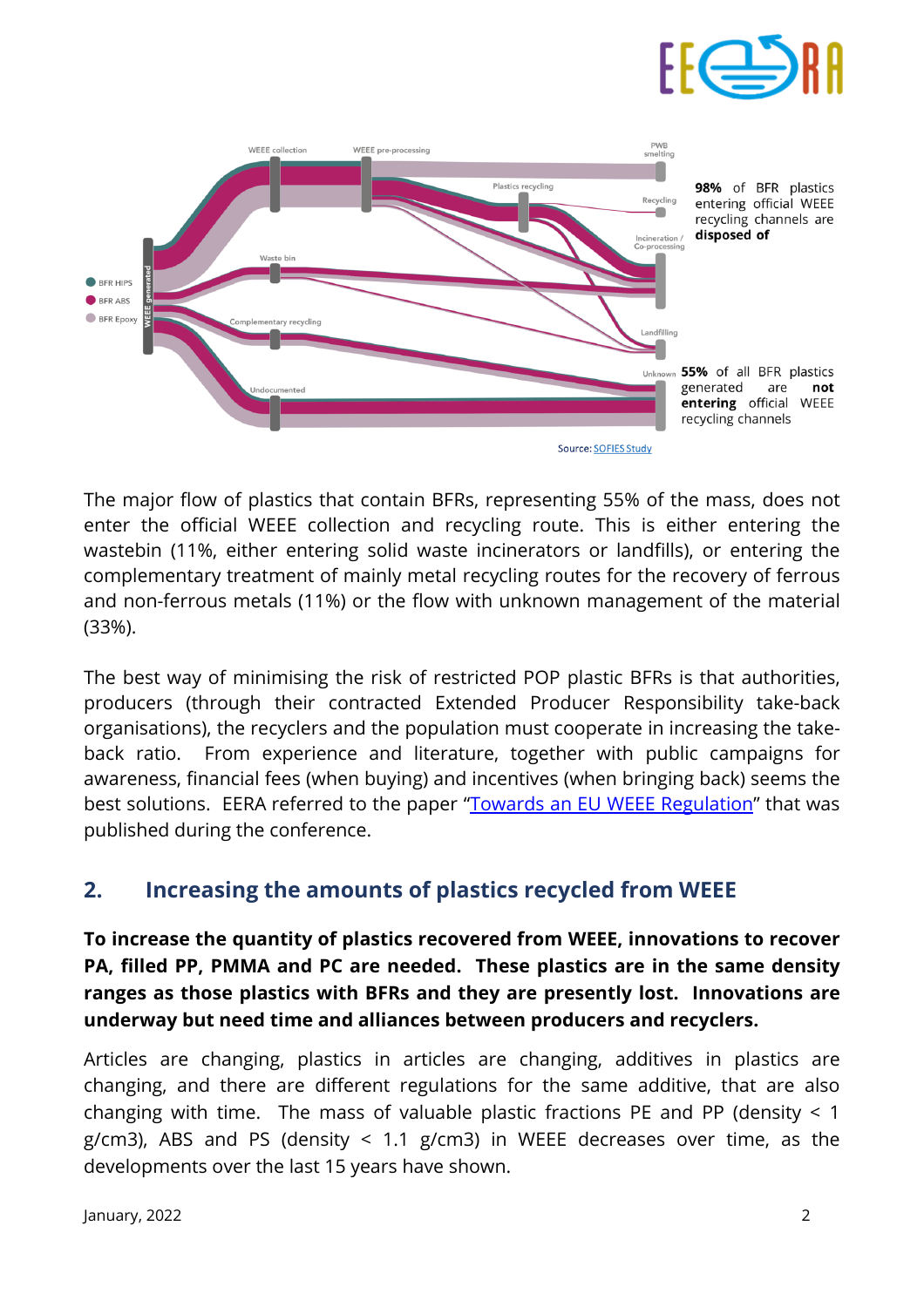98% of BFR plastics entering official WEEE recycling channels are **disposed of**

55% of all BFR plastics generated are **not entering** official WEEE recycling channels

Source: SOFIES Study

The major flow of plastics that contain BFRs, representing 55% of the mass, does not enter the official WEEE collection and recycling route. This is either entering the wastebin (11%, either entering solid waste incinerators or landfills), or entering the complementary treatment of mainly metal recycling routes for the recovery of ferrous and non-ferrous metals (11%) or the flow with unknown management of the material (33%).

The best way of minimising the risk of restricted POP plastic BFRs is that authorities, producers (through their contracted Extended Producer Responsibility take-back organisations), the recyclers and the population must cooperate in increasing the take-back ratio. From experience and literature, together with public campaigns for awareness, financial fees (when buying) and incentives (when bringing back) seems the best solutions. EERA referred to the paper "Towards an EU WEEE Regulation" that was published during the conference.

## 2. Increasing the amounts of plastics recycled from WEEE

**To increase the quantity of plastics recovered from WEEE, innovations to recover PA, filled PP, PMMA and PC are needed. These plastics are in the same density ranges as those plastics with BFRs and they are presently lost. Innovations are underway but need time and alliances between producers and recyclers.**

Articles are changing, plastics in articles are changing, additives in plastics are changing, and there are different regulations for the same additive, that are also changing with time. The mass of valuable plastic fractions PE and PP (density < 1 g/cm3), ABS and PS (density < 1.1 g/cm3) in WEEE decreases over time, as the developments over the last 15 years have shown.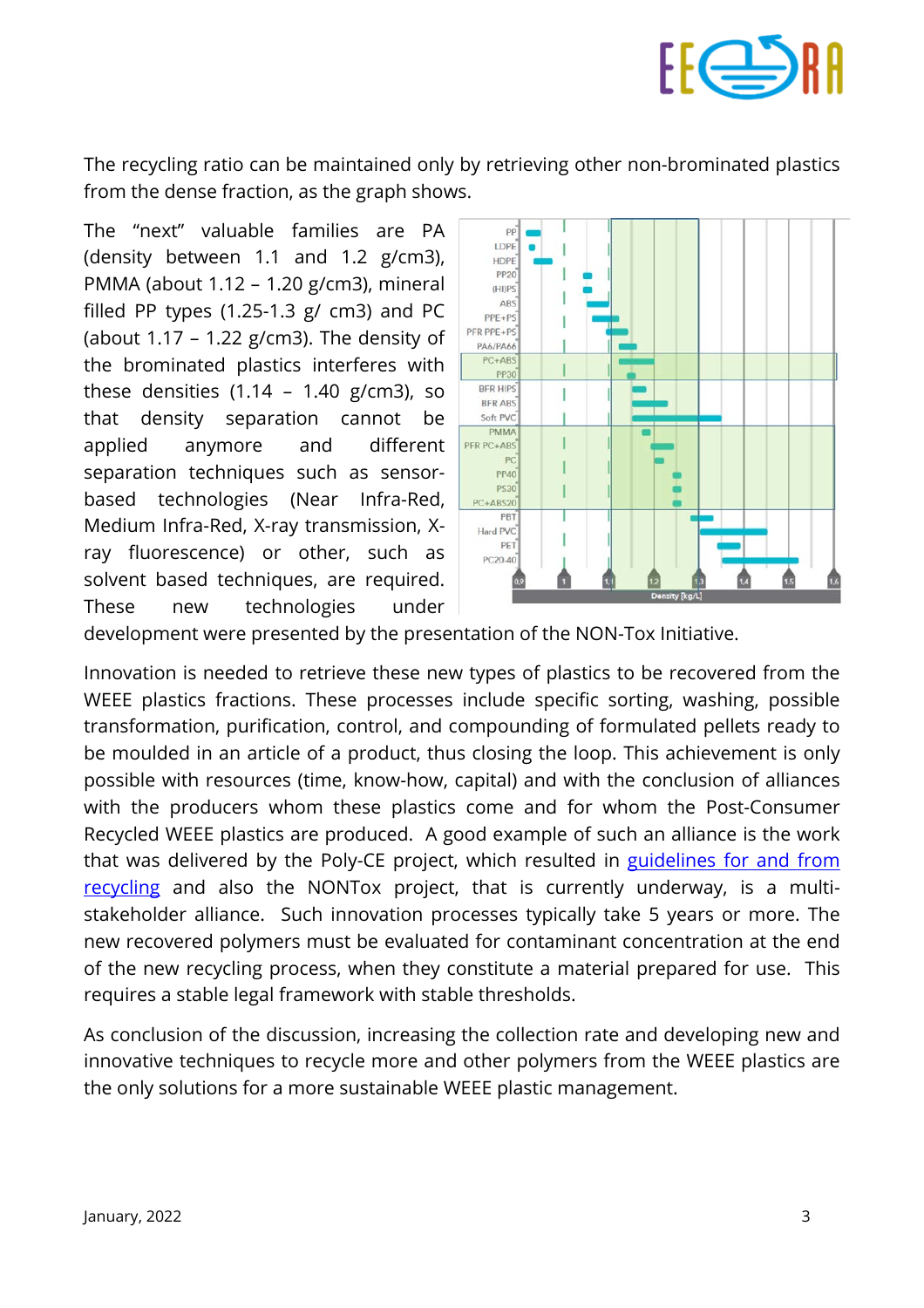The recycling ratio can be maintained only by retrieving other non-brominated plastics from the dense fraction, as the graph shows.

The "next" valuable families are PA (density between 1.1 and 1.2 g/cm3), PMMA (about 1.12 – 1.20 g/cm3), mineral filled PP types (1.25-1.3 g/ cm3) and PC (about 1.17 – 1.22 g/cm3). The density of the brominated plastics interferes with these densities (1.14 – 1.40 g/cm3), so that density separation cannot be applied anymore and different separation techniques such as sensor-based technologies (Near Infra-Red, Medium Infra-Red, X-ray transmission, X-ray fluorescence) or other, such as solvent based techniques, are required. These new technologies under development were presented by the presentation of the NON-Tox Initiative.

Innovation is needed to retrieve these new types of plastics to be recovered from the WEEE plastics fractions. These processes include specific sorting, washing, possible transformation, purification, control, and compounding of formulated pellets ready to be moulded in an article of a product, thus closing the loop. This achievement is only possible with resources (time, know-how, capital) and with the conclusion of alliances with the producers whom these plastics come and for whom the Post-Consumer Recycled WEEE plastics are produced. A good example of such an alliance is the work that was delivered by the Poly-CE project, which resulted in guidelines for and from recycling and also the NONTox project, that is currently underway, is a multi-stakeholder alliance. Such innovation processes typically take 5 years or more. The new recovered polymers must be evaluated for contaminant concentration at the end of the new recycling process, when they constitute a material prepared for use. This requires a stable legal framework with stable thresholds.

As conclusion of the discussion, increasing the collection rate and developing new and innovative techniques to recycle more and other polymers from the WEEE plastics are the only solutions for a more sustainable WEEE plastic management.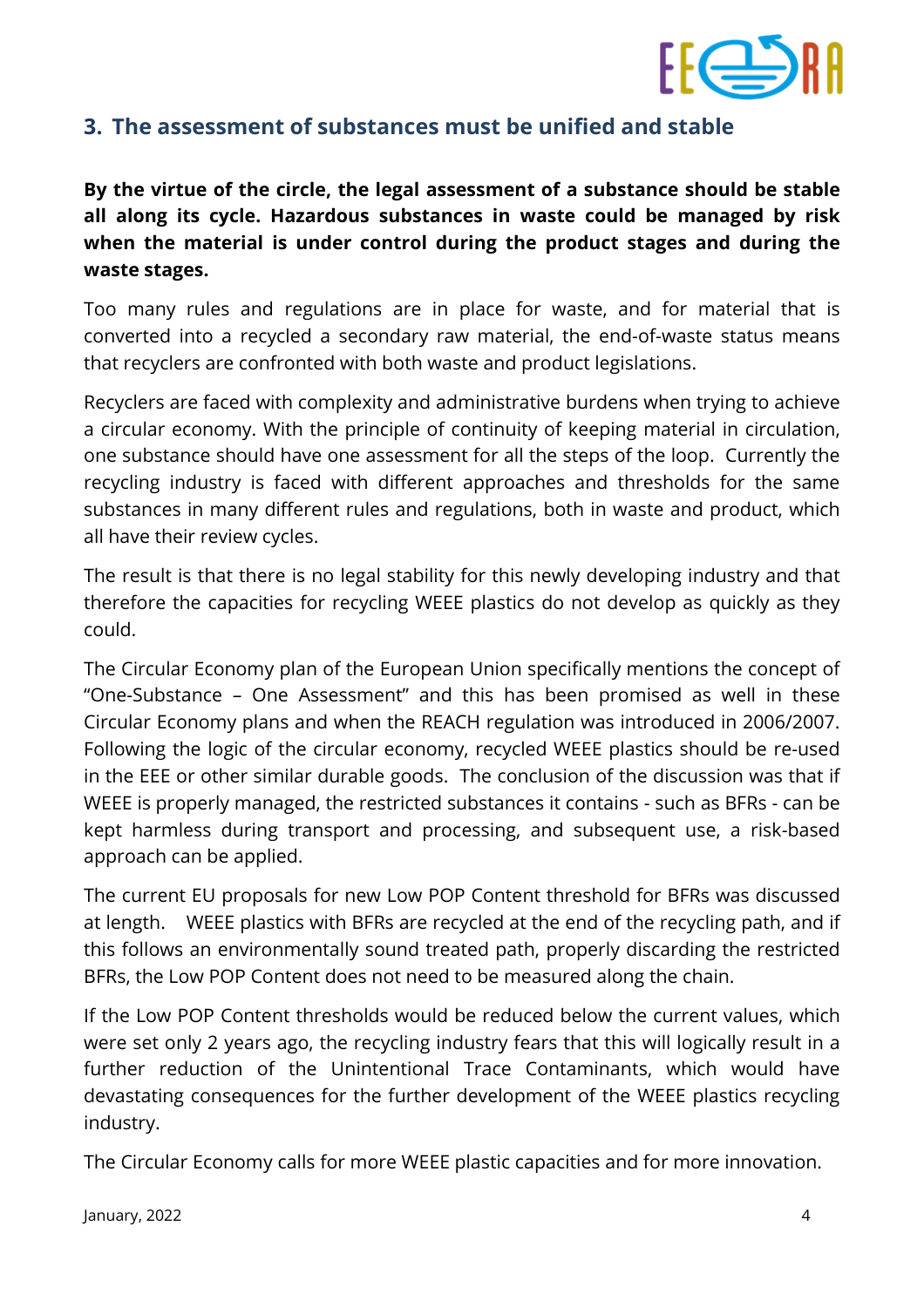## 3. The assessment of substances must be unified and stable

**By the virtue of the circle, the legal assessment of a substance should be stable all along its cycle. Hazardous substances in waste could be managed by risk when the material is under control during the product stages and during the waste stages.**

Too many rules and regulations are in place for waste, and for material that is converted into a recycled a secondary raw material, the end-of-waste status means that recyclers are confronted with both waste and product legislations.

Recyclers are faced with complexity and administrative burdens when trying to achieve a circular economy. With the principle of continuity of keeping material in circulation, one substance should have one assessment for all the steps of the loop. Currently the recycling industry is faced with different approaches and thresholds for the same substances in many different rules and regulations, both in waste and product, which all have their review cycles.

The result is that there is no legal stability for this newly developing industry and that therefore the capacities for recycling WEEE plastics do not develop as quickly as they could.

The Circular Economy plan of the European Union specifically mentions the concept of "One-Substance – One Assessment" and this has been promised as well in these Circular Economy plans and when the REACH regulation was introduced in 2006/2007. Following the logic of the circular economy, recycled WEEE plastics should be re-used in the EEE or other similar durable goods. The conclusion of the discussion was that if WEEE is properly managed, the restricted substances it contains - such as BFRs - can be kept harmless during transport and processing, and subsequent use, a risk-based approach can be applied.

The current EU proposals for new Low POP Content threshold for BFRs was discussed at length. WEEE plastics with BFRs are recycled at the end of the recycling path, and if this follows an environmentally sound treated path, properly discarding the restricted BFRs, the Low POP Content does not need to be measured along the chain.

If the Low POP Content thresholds would be reduced below the current values, which were set only 2 years ago, the recycling industry fears that this will logically result in a further reduction of the Unintentional Trace Contaminants, which would have devastating consequences for the further development of the WEEE plastics recycling industry.

The Circular Economy calls for more WEEE plastic capacities and for more innovation.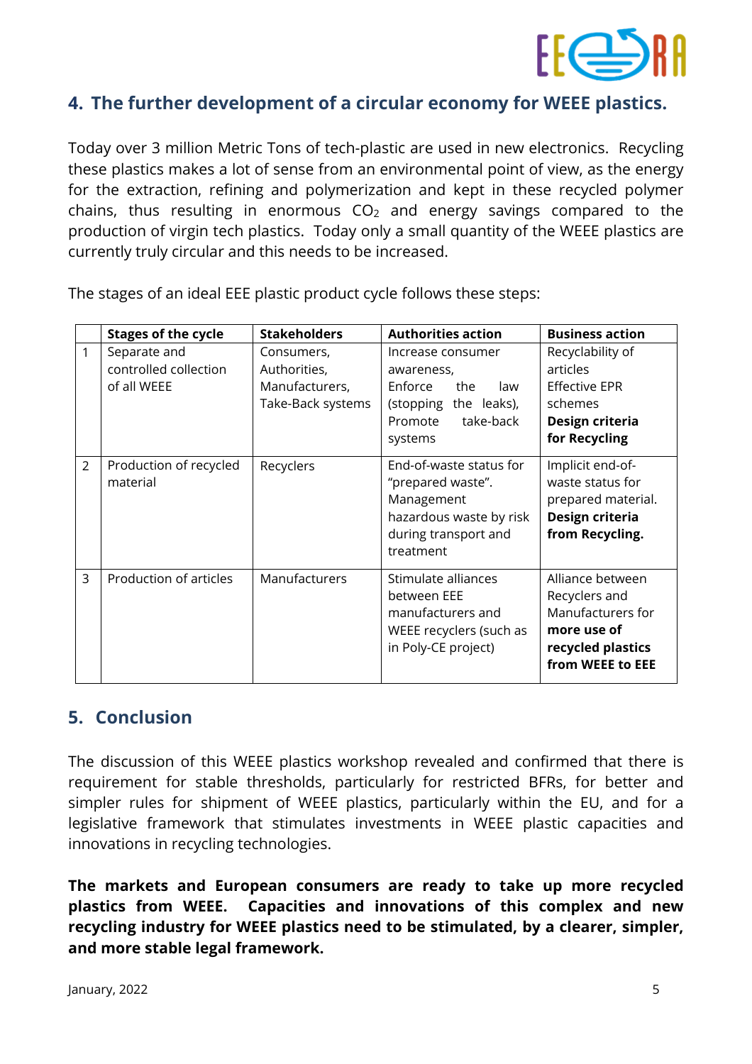## 4. The further development of a circular economy for WEEE plastics.

Today over 3 million Metric Tons of tech-plastic are used in new electronics. Recycling these plastics makes a lot of sense from an environmental point of view, as the energy for the extraction, refining and polymerization and kept in these recycled polymer chains, thus resulting in enormous $CO_2$ and energy savings compared to the production of virgin tech plastics. Today only a small quantity of the WEEE plastics are currently truly circular and this needs to be increased.

The stages of an ideal EEE plastic product cycle follows these steps:

| | Stages of the cycle | Stakeholders | Authorities action | Business action |
|---|---|---|---|---|
| 1 | Separate and controlled collection of all WEEE | Consumers, Authorities, Manufacturers, Take-Back systems | Increase consumer awareness, Enforce the law (stopping the leaks), Promote take-back systems | Recyclability of articles Effective EPR schemes **Design criteria for Recycling** |
| 2 | Production of recycled material | Recyclers | End-of-waste status for “prepared waste”. Management hazardous waste by risk during transport and treatment | Implicit end-of-waste status for prepared material. **Design criteria from Recycling.** |
| 3 | Production of articles | Manufacturers | Stimulate alliances between EEE manufacturers and WEEE recyclers (such as in Poly-CE project) | Alliance between Recyclers and Manufacturers for **more use of recycled plastics from WEEE to EEE** |

## 5. Conclusion

The discussion of this WEEE plastics workshop revealed and confirmed that there is requirement for stable thresholds, particularly for restricted BFRs, for better and simpler rules for shipment of WEEE plastics, particularly within the EU, and for a legislative framework that stimulates investments in WEEE plastic capacities and innovations in recycling technologies.

**The markets and European consumers are ready to take up more recycled plastics from WEEE. Capacities and innovations of this complex and new recycling industry for WEEE plastics need to be stimulated, by a clearer, simpler, and more stable legal framework.**